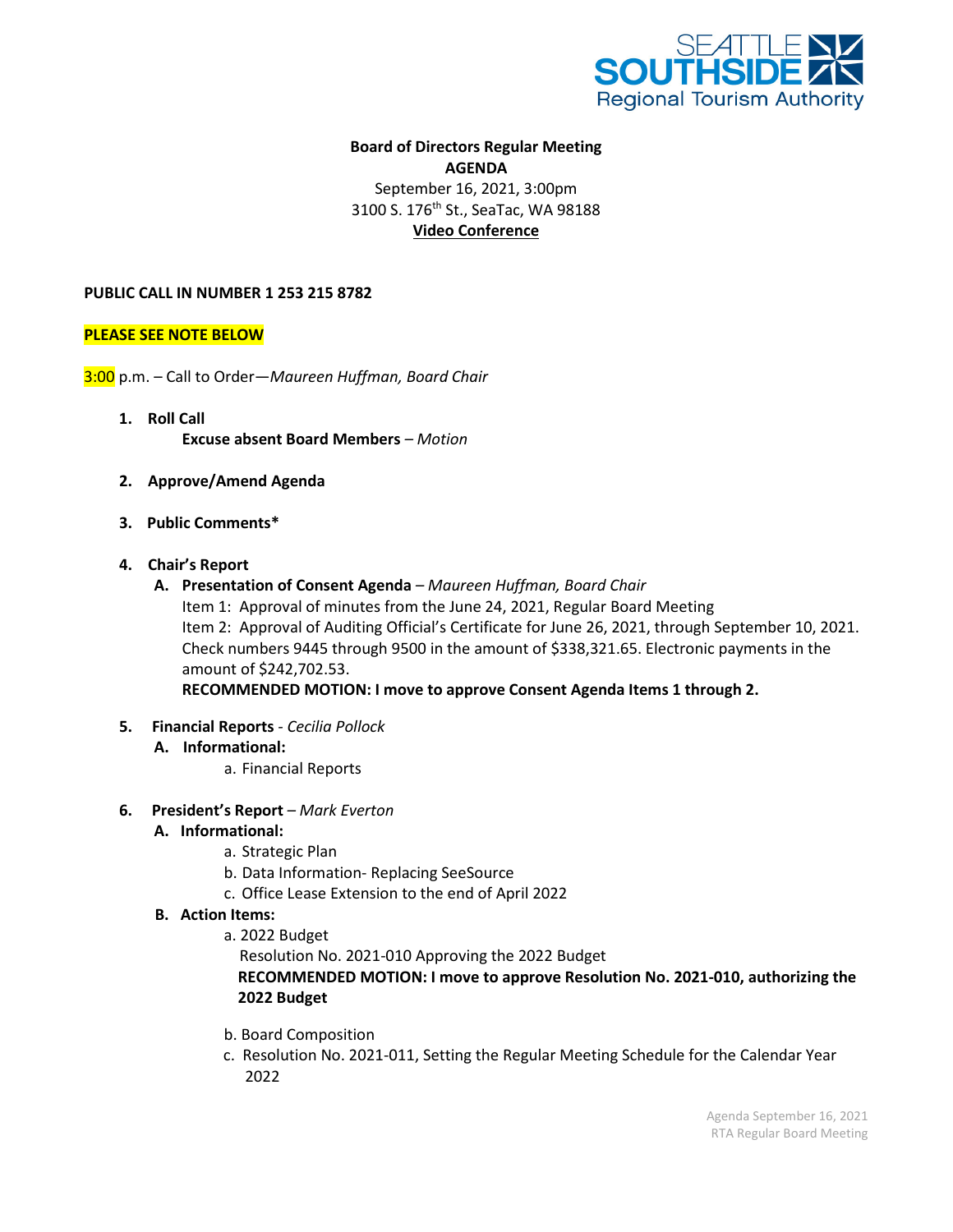**Board of Directors Regular Meeting**
**AGENDA**
September 16, 2021, 3:00pm
3100 S. 176th St., SeaTac, WA 98188
**Video Conference**

**PUBLIC CALL IN NUMBER 1 253 215 8782**

**PLEASE SEE NOTE BELOW**

3:00 p.m. – Call to Order—*Maureen Huffman, Board Chair*

1. **Roll Call**
   **Excuse absent Board Members** – *Motion*

2. **Approve/Amend Agenda**

3. **Public Comments***

4. **Chair's Report**
   - **A. Presentation of Consent Agenda** – *Maureen Huffman, Board Chair*
     Item 1: Approval of minutes from the June 24, 2021, Regular Board Meeting
     Item 2: Approval of Auditing Official's Certificate for June 26, 2021, through September 10, 2021. Check numbers 9445 through 9500 in the amount of $338,321.65. Electronic payments in the amount of $242,702.53.
     **RECOMMENDED MOTION: I move to approve Consent Agenda Items 1 through 2.**

5. **Financial Reports** - *Cecilia Pollock*
   - **A. Informational:**
     - a. Financial Reports

6. **President's Report** – *Mark Everton*
   - **A. Informational:**
     - a. Strategic Plan
     - b. Data Information- Replacing SeeSource
     - c. Office Lease Extension to the end of April 2022
   - **B. Action Items:**
     - a. 2022 Budget
       Resolution No. 2021-010 Approving the 2022 Budget
       **RECOMMENDED MOTION: I move to approve Resolution No. 2021-010, authorizing the 2022 Budget**
     - b. Board Composition
     - c. Resolution No. 2021-011, Setting the Regular Meeting Schedule for the Calendar Year 2022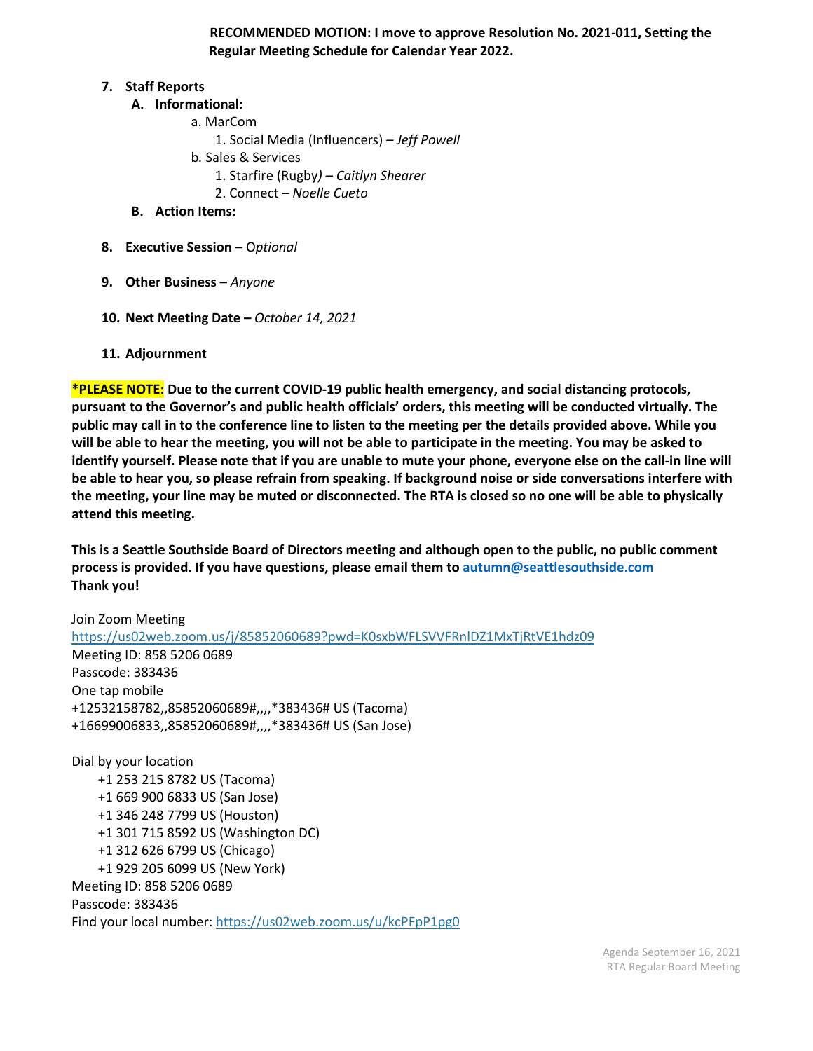**RECOMMENDED MOTION: I move to approve Resolution No. 2021-011, Setting the Regular Meeting Schedule for Calendar Year 2022.**

7. **Staff Reports**
   A. **Informational:**
      a. MarCom
         1. Social Media (Influencers) – *Jeff Powell*
      b. Sales & Services
         1. Starfire (Rugby*)* – *Caitlyn Shearer*
         2. Connect – *Noelle Cueto*
   B. **Action Items:**

8. **Executive Session –** *Optional*

9. **Other Business –** *Anyone*

10. **Next Meeting Date –** *October 14, 2021*

11. **Adjournment**

**\*PLEASE NOTE: Due to the current COVID-19 public health emergency, and social distancing protocols, pursuant to the Governor's and public health officials' orders, this meeting will be conducted virtually. The public may call in to the conference line to listen to the meeting per the details provided above. While you will be able to hear the meeting, you will not be able to participate in the meeting. You may be asked to identify yourself. Please note that if you are unable to mute your phone, everyone else on the call-in line will be able to hear you, so please refrain from speaking. If background noise or side conversations interfere with the meeting, your line may be muted or disconnected. The RTA is closed so no one will be able to physically attend this meeting.**

**This is a Seattle Southside Board of Directors meeting and although open to the public, no public comment process is provided. If you have questions, please email them to autumn@seattlesouthside.com**
**Thank you!**

Join Zoom Meeting
https://us02web.zoom.us/j/85852060689?pwd=K0sxbWFLSVVFRnlDZ1MxTjRtVE1hdz09
Meeting ID: 858 5206 0689
Passcode: 383436
One tap mobile
+12532158782,,85852060689#,,,,*383436# US (Tacoma)
+16699006833,,85852060689#,,,,*383436# US (San Jose)

Dial by your location
- +1 253 215 8782 US (Tacoma)
- +1 669 900 6833 US (San Jose)
- +1 346 248 7799 US (Houston)
- +1 301 715 8592 US (Washington DC)
- +1 312 626 6799 US (Chicago)
- +1 929 205 6099 US (New York)

Meeting ID: 858 5206 0689
Passcode: 383436
Find your local number: https://us02web.zoom.us/u/kcPFpP1pg0